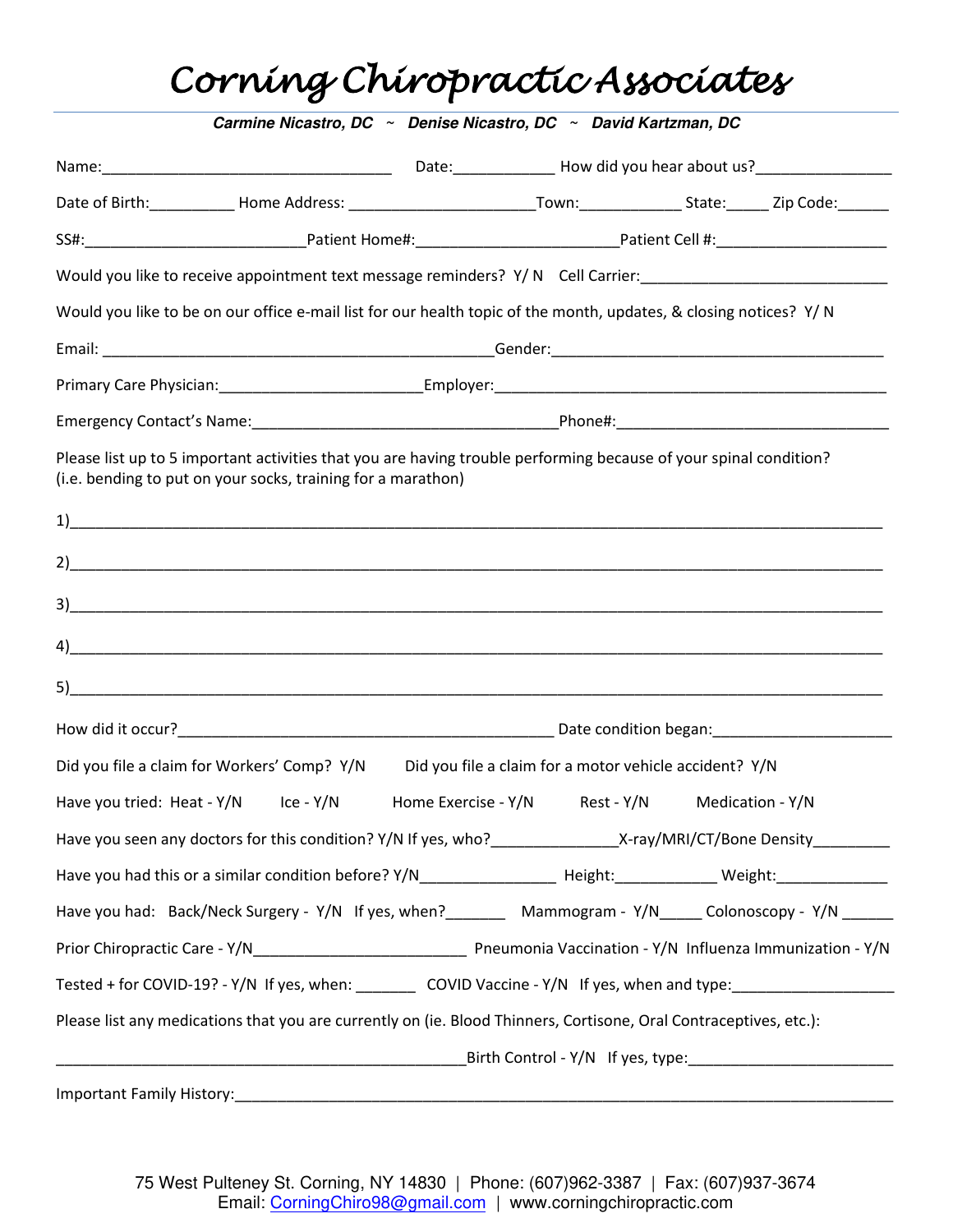# Corning Chiropractic Associates

***Carmine Nicastro, DC ~ Denise Nicastro, DC ~ David Kartzman, DC***

Name:\_\_\_\_\_\_\_\_\_\_\_\_\_\_\_\_\_\_\_\_\_\_\_\_\_\_\_\_\_\_\_\_\_\_ Date:\_\_\_\_\_\_\_\_\_\_\_\_ How did you hear about us?\_\_\_\_\_\_\_\_\_\_\_\_\_\_\_\_

Date of Birth:\_\_\_\_\_\_\_\_\_\_ Home Address: \_\_\_\_\_\_\_\_\_\_\_\_\_\_\_\_\_\_\_\_\_\_Town:\_\_\_\_\_\_\_\_\_\_\_\_ State:\_\_\_\_\_ Zip Code:\_\_\_\_\_\_

SS#:\_\_\_\_\_\_\_\_\_\_\_\_\_\_\_\_\_\_\_\_\_\_\_\_\_\_Patient Home#:\_\_\_\_\_\_\_\_\_\_\_\_\_\_\_\_\_\_\_\_\_\_\_\_Patient Cell #:\_\_\_\_\_\_\_\_\_\_\_\_\_\_\_\_\_\_\_\_

Would you like to receive appointment text message reminders? Y/ N Cell Carrier:\_\_\_\_\_\_\_\_\_\_\_\_\_\_\_\_\_\_\_\_\_\_\_\_\_\_\_\_\_\_

Would you like to be on our office e-mail list for our health topic of the month, updates, & closing notices? Y/ N

Email: \_\_\_\_\_\_\_\_\_\_\_\_\_\_\_\_\_\_\_\_\_\_\_\_\_\_\_\_\_\_\_\_\_\_\_\_\_\_\_\_\_\_\_\_\_\_Gender:\_\_\_\_\_\_\_\_\_\_\_\_\_\_\_\_\_\_\_\_\_\_\_\_\_\_\_\_\_\_\_\_\_\_\_\_\_\_\_

Primary Care Physician:\_\_\_\_\_\_\_\_\_\_\_\_\_\_\_\_\_\_\_\_\_\_\_\_Employer:\_\_\_\_\_\_\_\_\_\_\_\_\_\_\_\_\_\_\_\_\_\_\_\_\_\_\_\_\_\_\_\_\_\_\_\_\_\_\_\_\_\_\_\_\_\_

Emergency Contact's Name:\_\_\_\_\_\_\_\_\_\_\_\_\_\_\_\_\_\_\_\_\_\_\_\_\_\_\_\_\_\_\_\_\_\_\_\_\_Phone#:\_\_\_\_\_\_\_\_\_\_\_\_\_\_\_\_\_\_\_\_\_\_\_\_\_\_\_\_\_\_\_\_

Please list up to 5 important activities that you are having trouble performing because of your spinal condition? (i.e. bending to put on your socks, training for a marathon)

1)\_\_\_\_\_\_\_\_\_\_\_\_\_\_\_\_\_\_\_\_\_\_\_\_\_\_\_\_\_\_\_\_\_\_\_\_\_\_\_\_\_\_\_\_\_\_\_\_\_\_\_\_\_\_\_\_\_\_\_\_\_\_\_\_\_\_\_\_\_\_\_\_\_\_\_\_\_\_\_\_\_\_\_\_\_\_\_\_\_\_\_\_\_\_\_

2)\_\_\_\_\_\_\_\_\_\_\_\_\_\_\_\_\_\_\_\_\_\_\_\_\_\_\_\_\_\_\_\_\_\_\_\_\_\_\_\_\_\_\_\_\_\_\_\_\_\_\_\_\_\_\_\_\_\_\_\_\_\_\_\_\_\_\_\_\_\_\_\_\_\_\_\_\_\_\_\_\_\_\_\_\_\_\_\_\_\_\_\_\_\_\_

3)\_\_\_\_\_\_\_\_\_\_\_\_\_\_\_\_\_\_\_\_\_\_\_\_\_\_\_\_\_\_\_\_\_\_\_\_\_\_\_\_\_\_\_\_\_\_\_\_\_\_\_\_\_\_\_\_\_\_\_\_\_\_\_\_\_\_\_\_\_\_\_\_\_\_\_\_\_\_\_\_\_\_\_\_\_\_\_\_\_\_\_\_\_\_\_

4)\_\_\_\_\_\_\_\_\_\_\_\_\_\_\_\_\_\_\_\_\_\_\_\_\_\_\_\_\_\_\_\_\_\_\_\_\_\_\_\_\_\_\_\_\_\_\_\_\_\_\_\_\_\_\_\_\_\_\_\_\_\_\_\_\_\_\_\_\_\_\_\_\_\_\_\_\_\_\_\_\_\_\_\_\_\_\_\_\_\_\_\_\_\_\_

5)\_\_\_\_\_\_\_\_\_\_\_\_\_\_\_\_\_\_\_\_\_\_\_\_\_\_\_\_\_\_\_\_\_\_\_\_\_\_\_\_\_\_\_\_\_\_\_\_\_\_\_\_\_\_\_\_\_\_\_\_\_\_\_\_\_\_\_\_\_\_\_\_\_\_\_\_\_\_\_\_\_\_\_\_\_\_\_\_\_\_\_\_\_\_\_

How did it occur?\_\_\_\_\_\_\_\_\_\_\_\_\_\_\_\_\_\_\_\_\_\_\_\_\_\_\_\_\_\_\_\_\_\_\_\_\_\_\_\_\_\_\_\_\_\_ Date condition began:\_\_\_\_\_\_\_\_\_\_\_\_\_\_\_\_\_\_\_\_\_\_

Did you file a claim for Workers' Comp? Y/N Did you file a claim for a motor vehicle accident? Y/N

Have you tried: Heat - Y/N Ice - Y/N Home Exercise - Y/N Rest - Y/N Medication - Y/N

Have you seen any doctors for this condition? Y/N If yes, who?\_\_\_\_\_\_\_\_\_\_\_\_\_\_\_X-ray/MRI/CT/Bone Density\_\_\_\_\_\_\_\_\_

Have you had this or a similar condition before? Y/N\_\_\_\_\_\_\_\_\_\_\_\_\_\_\_\_ Height:\_\_\_\_\_\_\_\_\_\_\_\_ Weight:\_\_\_\_\_\_\_\_\_\_\_\_\_

Have you had: Back/Neck Surgery - Y/N If yes, when?\_\_\_\_\_\_\_ Mammogram - Y/N\_\_\_\_\_ Colonoscopy - Y/N \_\_\_\_\_\_

Prior Chiropractic Care - Y/N\_\_\_\_\_\_\_\_\_\_\_\_\_\_\_\_\_\_\_\_\_\_\_\_\_ Pneumonia Vaccination - Y/N Influenza Immunization - Y/N

Tested + for COVID-19? - Y/N If yes, when: \_\_\_\_\_\_\_ COVID Vaccine - Y/N If yes, when and type:\_\_\_\_\_\_\_\_\_\_\_\_\_\_\_\_\_\_\_

Please list any medications that you are currently on (ie. Blood Thinners, Cortisone, Oral Contraceptives, etc.):

\_\_\_\_\_\_\_\_\_\_\_\_\_\_\_\_\_\_\_\_\_\_\_\_\_\_\_\_\_\_\_\_\_\_\_\_\_\_\_\_\_\_\_\_\_\_\_\_Birth Control - Y/N If yes, type:\_\_\_\_\_\_\_\_\_\_\_\_\_\_\_\_\_\_\_\_\_\_\_\_

Important Family History:\_\_\_\_\_\_\_\_\_\_\_\_\_\_\_\_\_\_\_\_\_\_\_\_\_\_\_\_\_\_\_\_\_\_\_\_\_\_\_\_\_\_\_\_\_\_\_\_\_\_\_\_\_\_\_\_\_\_\_\_\_\_\_\_\_\_\_\_\_\_\_\_\_\_\_\_\_

75 West Pulteney St. Corning, NY 14830 | Phone: (607)962-3387 | Fax: (607)937-3674
Email: CorningChiro98@gmail.com | www.corningchiropractic.com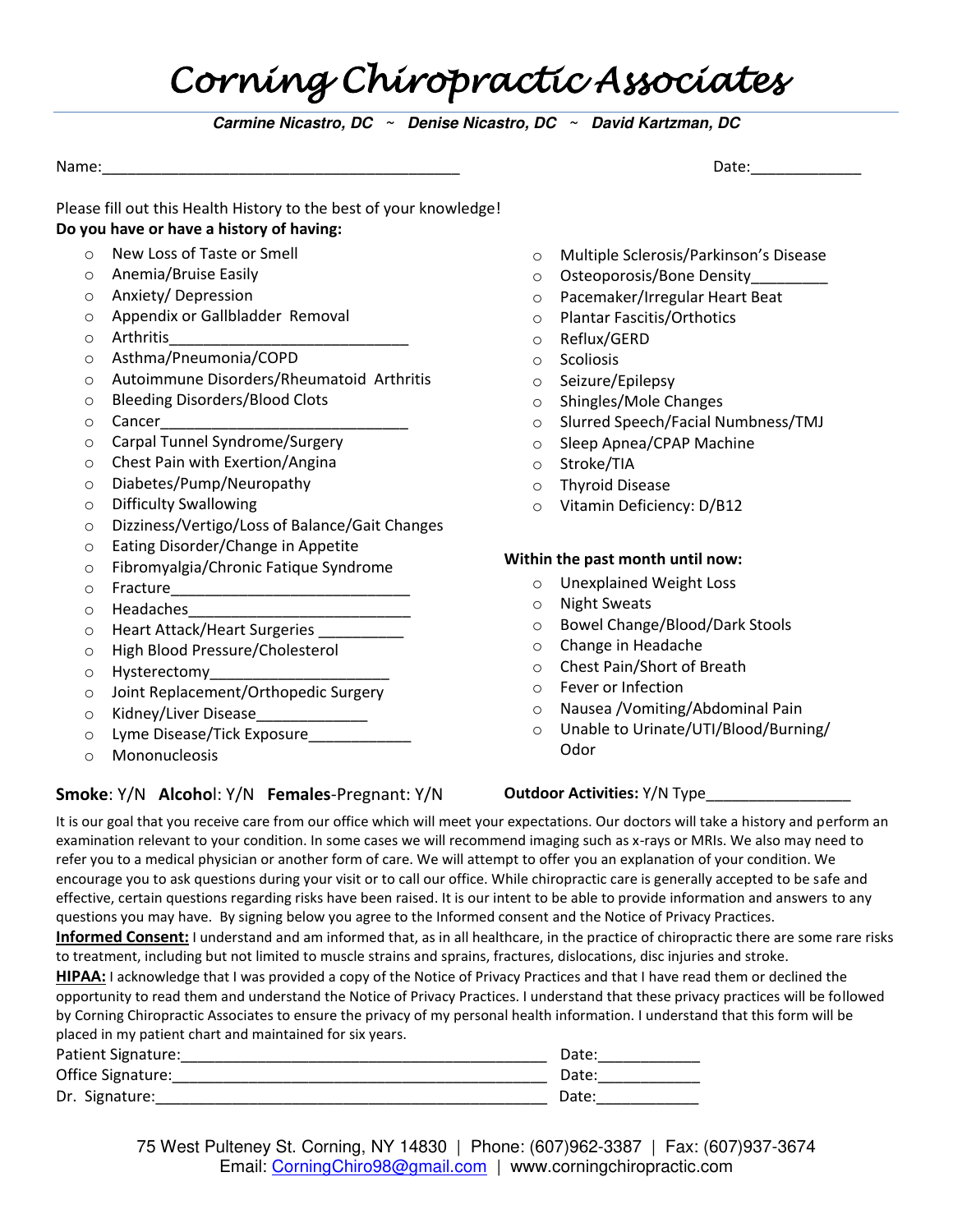# Corning Chiropractic Associates

***Carmine Nicastro, DC ~ Denise Nicastro, DC ~ David Kartzman, DC***

Name:\_\_\_\_\_\_\_\_\_\_\_\_\_\_\_\_\_\_\_\_\_\_\_\_\_\_\_\_\_\_\_\_\_\_\_\_\_\_\_\_\_\_ Date:\_\_\_\_\_\_\_\_\_\_\_\_\_

Please fill out this Health History to the best of your knowledge!

**Do you have or have a history of having:**

- New Loss of Taste or Smell
- Anemia/Bruise Easily
- Anxiety/ Depression
- Appendix or Gallbladder Removal
- Arthritis\_\_\_\_\_\_\_\_\_\_\_\_\_\_\_\_\_\_\_\_\_\_\_\_\_\_\_\_
- Asthma/Pneumonia/COPD
- Autoimmune Disorders/Rheumatoid Arthritis
- Bleeding Disorders/Blood Clots
- Cancer\_\_\_\_\_\_\_\_\_\_\_\_\_\_\_\_\_\_\_\_\_\_\_\_\_\_\_\_\_\_
- Carpal Tunnel Syndrome/Surgery
- Chest Pain with Exertion/Angina
- Diabetes/Pump/Neuropathy
- Difficulty Swallowing
- Dizziness/Vertigo/Loss of Balance/Gait Changes
- Eating Disorder/Change in Appetite
- Fibromyalgia/Chronic Fatique Syndrome
- Fracture\_\_\_\_\_\_\_\_\_\_\_\_\_\_\_\_\_\_\_\_\_\_\_\_\_\_\_\_
- Headaches\_\_\_\_\_\_\_\_\_\_\_\_\_\_\_\_\_\_\_\_\_\_\_\_\_\_
- Heart Attack/Heart Surgeries \_\_\_\_\_\_\_\_\_\_
- High Blood Pressure/Cholesterol
- Hysterectomy\_\_\_\_\_\_\_\_\_\_\_\_\_\_\_\_\_\_\_\_\_
- Joint Replacement/Orthopedic Surgery
- Kidney/Liver Disease\_\_\_\_\_\_\_\_\_\_\_\_\_
- Lyme Disease/Tick Exposure\_\_\_\_\_\_\_\_\_\_\_\_
- Mononucleosis
- Multiple Sclerosis/Parkinson's Disease
- Osteoporosis/Bone Density\_\_\_\_\_\_\_\_\_
- Pacemaker/Irregular Heart Beat
- Plantar Fascitis/Orthotics
- Reflux/GERD
- Scoliosis
- Seizure/Epilepsy
- Shingles/Mole Changes
- Slurred Speech/Facial Numbness/TMJ
- Sleep Apnea/CPAP Machine
- Stroke/TIA
- Thyroid Disease
- Vitamin Deficiency: D/B12

**Within the past month until now:**

- Unexplained Weight Loss
- Night Sweats
- Bowel Change/Blood/Dark Stools
- Change in Headache
- Chest Pain/Short of Breath
- Fever or Infection
- Nausea /Vomiting/Abdominal Pain
- Unable to Urinate/UTI/Blood/Burning/ Odor

**Smoke**: Y/N **Alcohol**: Y/N **Females**-Pregnant: Y/N

**Outdoor Activities:** Y/N Type\_\_\_\_\_\_\_\_\_\_\_\_\_\_\_\_\_

It is our goal that you receive care from our office which will meet your expectations. Our doctors will take a history and perform an examination relevant to your condition. In some cases we will recommend imaging such as x-rays or MRIs. We also may need to refer you to a medical physician or another form of care. We will attempt to offer you an explanation of your condition. We encourage you to ask questions during your visit or to call our office. While chiropractic care is generally accepted to be safe and effective, certain questions regarding risks have been raised. It is our intent to be able to provide information and answers to any questions you may have. By signing below you agree to the Informed consent and the Notice of Privacy Practices.

**Informed Consent:** I understand and am informed that, as in all healthcare, in the practice of chiropractic there are some rare risks to treatment, including but not limited to muscle strains and sprains, fractures, dislocations, disc injuries and stroke.

**HIPAA:** I acknowledge that I was provided a copy of the Notice of Privacy Practices and that I have read them or declined the opportunity to read them and understand the Notice of Privacy Practices. I understand that these privacy practices will be followed by Corning Chiropractic Associates to ensure the privacy of my personal health information. I understand that this form will be placed in my patient chart and maintained for six years.

Patient Signature:\_\_\_\_\_\_\_\_\_\_\_\_\_\_\_\_\_\_\_\_\_\_\_\_\_\_\_\_\_\_\_\_\_\_\_\_\_\_\_\_\_\_ Date:\_\_\_\_\_\_\_\_\_\_\_\_

Office Signature:\_\_\_\_\_\_\_\_\_\_\_\_\_\_\_\_\_\_\_\_\_\_\_\_\_\_\_\_\_\_\_\_\_\_\_\_\_\_\_\_\_\_\_ Date:\_\_\_\_\_\_\_\_\_\_\_\_

Dr. Signature:\_\_\_\_\_\_\_\_\_\_\_\_\_\_\_\_\_\_\_\_\_\_\_\_\_\_\_\_\_\_\_\_\_\_\_\_\_\_\_\_\_\_\_\_\_ Date:\_\_\_\_\_\_\_\_\_\_\_\_

75 West Pulteney St. Corning, NY 14830 | Phone: (607)962-3387 | Fax: (607)937-3674
Email: CorningChiro98@gmail.com | www.corningchiropractic.com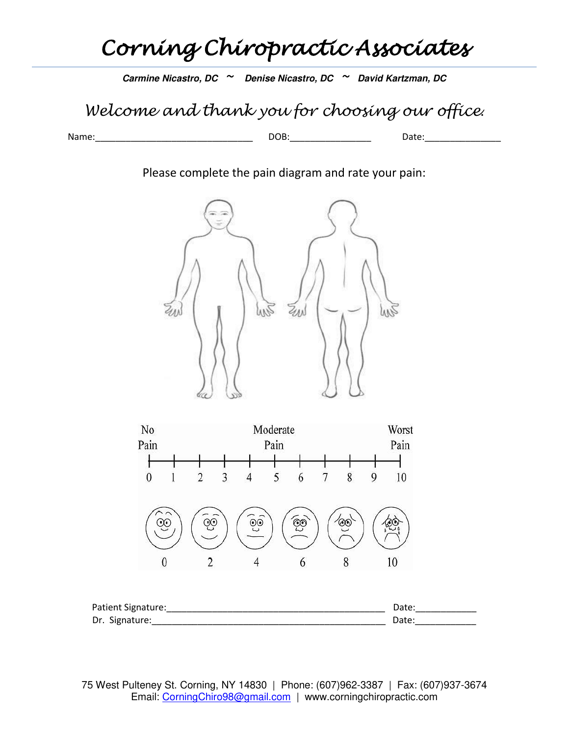# Corning Chiropractic Associates

***Carmine Nicastro, DC ~ Denise Nicastro, DC ~ David Kartzman, DC***

## *Welcome and thank you for choosing our office.*

Name:______________________________ DOB:________________ Date:_______________

Please complete the pain diagram and rate your pain:

No Pain

Moderate Pain

Worst Pain

0 1 2 3 4 5 6 7 8 9 10

0 2 4 6 8 10

Patient Signature:___________________________________________ Date:____________

Dr. Signature:______________________________________________ Date:____________

75 West Pulteney St. Corning, NY 14830 | Phone: (607)962-3387 | Fax: (607)937-3674
Email: CorningChiro98@gmail.com | www.corningchiropractic.com